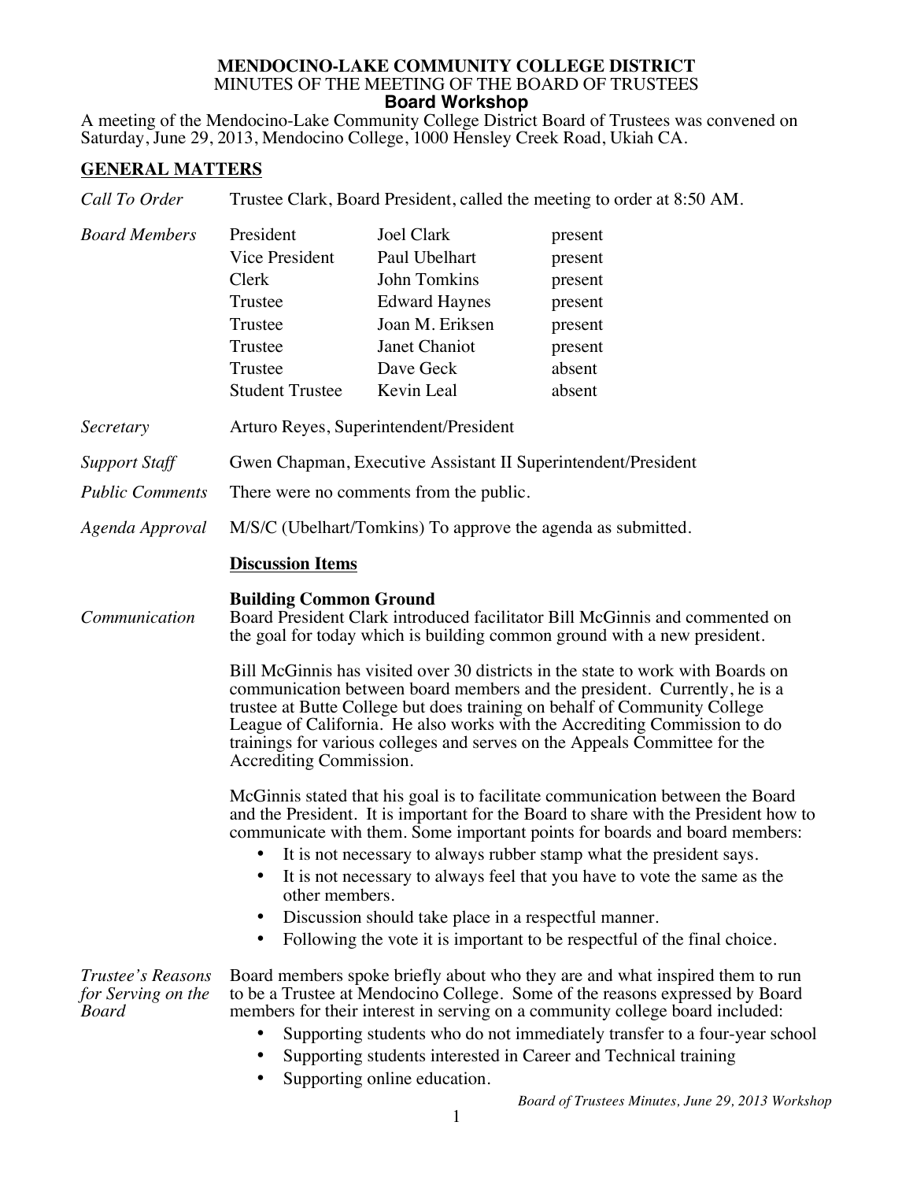# MENDOCINO-LAKE COMMUNITY COLLEGE DISTRICT

MINUTES OF THE MEETING OF THE BOARD OF TRUSTEES

**Board Workshop**

A meeting of the Mendocino-Lake Community College District Board of Trustees was convened on Saturday, June 29, 2013, Mendocino College, 1000 Hensley Creek Road, Ukiah CA.

## GENERAL MATTERS

*Call To Order* — Trustee Clark, Board President, called the meeting to order at 8:50 AM.

*Board Members*

| | | |
|---|---|---|
| President | Joel Clark | present |
| Vice President | Paul Ubelhart | present |
| Clerk | John Tomkins | present |
| Trustee | Edward Haynes | present |
| Trustee | Joan M. Eriksen | present |
| Trustee | Janet Chaniot | present |
| Trustee | Dave Geck | absent |
| Student Trustee | Kevin Leal | absent |

*Secretary* — Arturo Reyes, Superintendent/President

*Support Staff* — Gwen Chapman, Executive Assistant II Superintendent/President

*Public Comments* — There were no comments from the public.

*Agenda Approval* — M/S/C (Ubelhart/Tomkins) To approve the agenda as submitted.

### Discussion Items

**Building Common Ground**

*Communication* — Board President Clark introduced facilitator Bill McGinnis and commented on the goal for today which is building common ground with a new president.

Bill McGinnis has visited over 30 districts in the state to work with Boards on communication between board members and the president. Currently, he is a trustee at Butte College but does training on behalf of Community College League of California. He also works with the Accrediting Commission to do trainings for various colleges and serves on the Appeals Committee for the Accrediting Commission.

McGinnis stated that his goal is to facilitate communication between the Board and the President. It is important for the Board to share with the President how to communicate with them. Some important points for boards and board members:

- It is not necessary to always rubber stamp what the president says.
- It is not necessary to always feel that you have to vote the same as the other members.
- Discussion should take place in a respectful manner.
- Following the vote it is important to be respectful of the final choice.

*Trustee's Reasons for Serving on the Board* — Board members spoke briefly about who they are and what inspired them to run to be a Trustee at Mendocino College. Some of the reasons expressed by Board members for their interest in serving on a community college board included:

- Supporting students who do not immediately transfer to a four-year school
- Supporting students interested in Career and Technical training
- Supporting online education.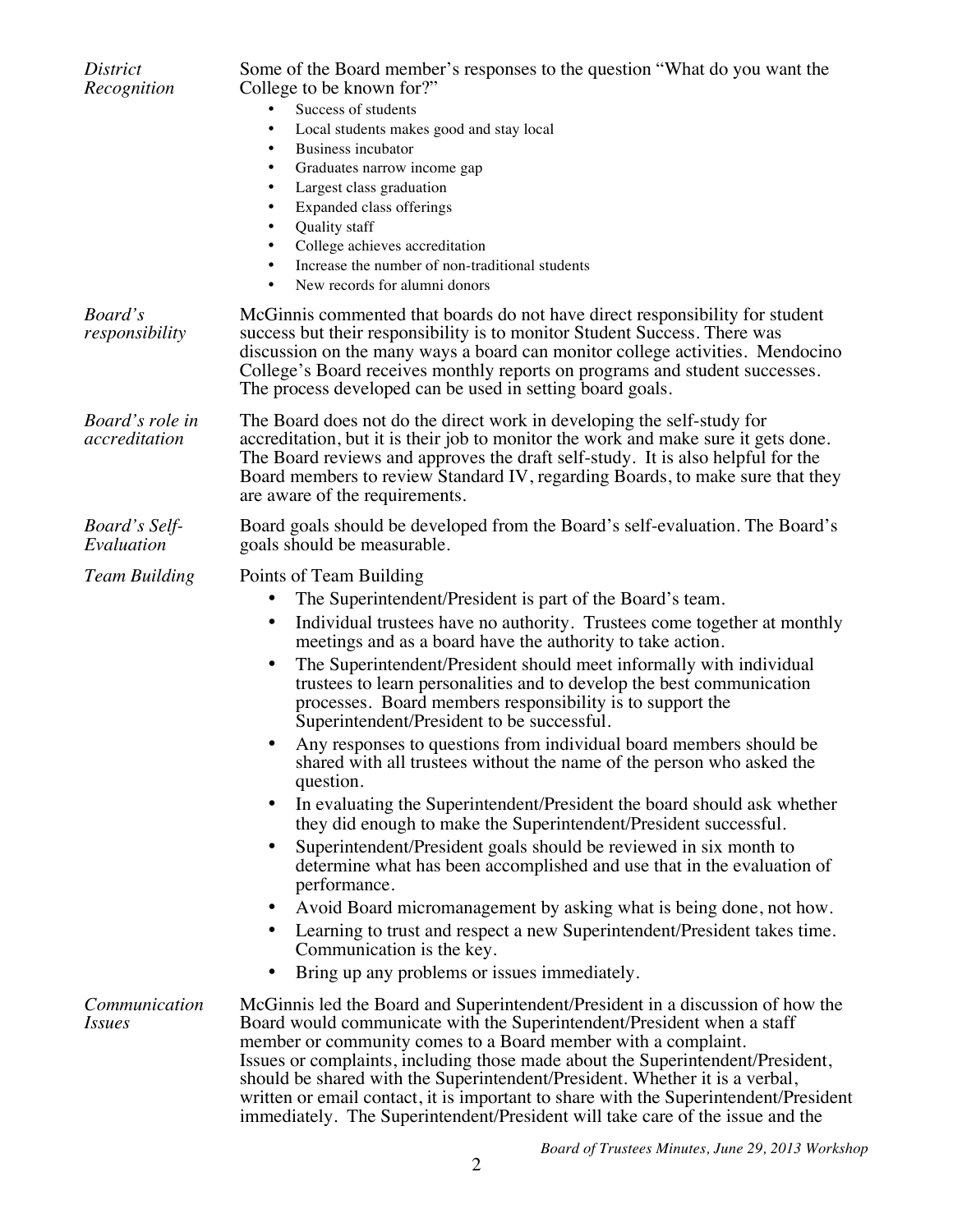*District Recognition*

Some of the Board member's responses to the question "What do you want the College to be known for?"

- Success of students
- Local students makes good and stay local
- Business incubator
- Graduates narrow income gap
- Largest class graduation
- Expanded class offerings
- Quality staff
- College achieves accreditation
- Increase the number of non-traditional students
- New records for alumni donors

*Board's responsibility*

McGinnis commented that boards do not have direct responsibility for student success but their responsibility is to monitor Student Success. There was discussion on the many ways a board can monitor college activities. Mendocino College's Board receives monthly reports on programs and student successes. The process developed can be used in setting board goals.

*Board's role in accreditation*

The Board does not do the direct work in developing the self-study for accreditation, but it is their job to monitor the work and make sure it gets done. The Board reviews and approves the draft self-study. It is also helpful for the Board members to review Standard IV, regarding Boards, to make sure that they are aware of the requirements.

*Board's Self-Evaluation*

Board goals should be developed from the Board's self-evaluation. The Board's goals should be measurable.

*Team Building*

Points of Team Building

- The Superintendent/President is part of the Board's team.
- Individual trustees have no authority. Trustees come together at monthly meetings and as a board have the authority to take action.
- The Superintendent/President should meet informally with individual trustees to learn personalities and to develop the best communication processes. Board members responsibility is to support the Superintendent/President to be successful.
- Any responses to questions from individual board members should be shared with all trustees without the name of the person who asked the question.
- In evaluating the Superintendent/President the board should ask whether they did enough to make the Superintendent/President successful.
- Superintendent/President goals should be reviewed in six month to determine what has been accomplished and use that in the evaluation of performance.
- Avoid Board micromanagement by asking what is being done, not how.
- Learning to trust and respect a new Superintendent/President takes time. Communication is the key.
- Bring up any problems or issues immediately.

*Communication Issues*

McGinnis led the Board and Superintendent/President in a discussion of how the Board would communicate with the Superintendent/President when a staff member or community comes to a Board member with a complaint.
Issues or complaints, including those made about the Superintendent/President, should be shared with the Superintendent/President. Whether it is a verbal, written or email contact, it is important to share with the Superintendent/President immediately. The Superintendent/President will take care of the issue and the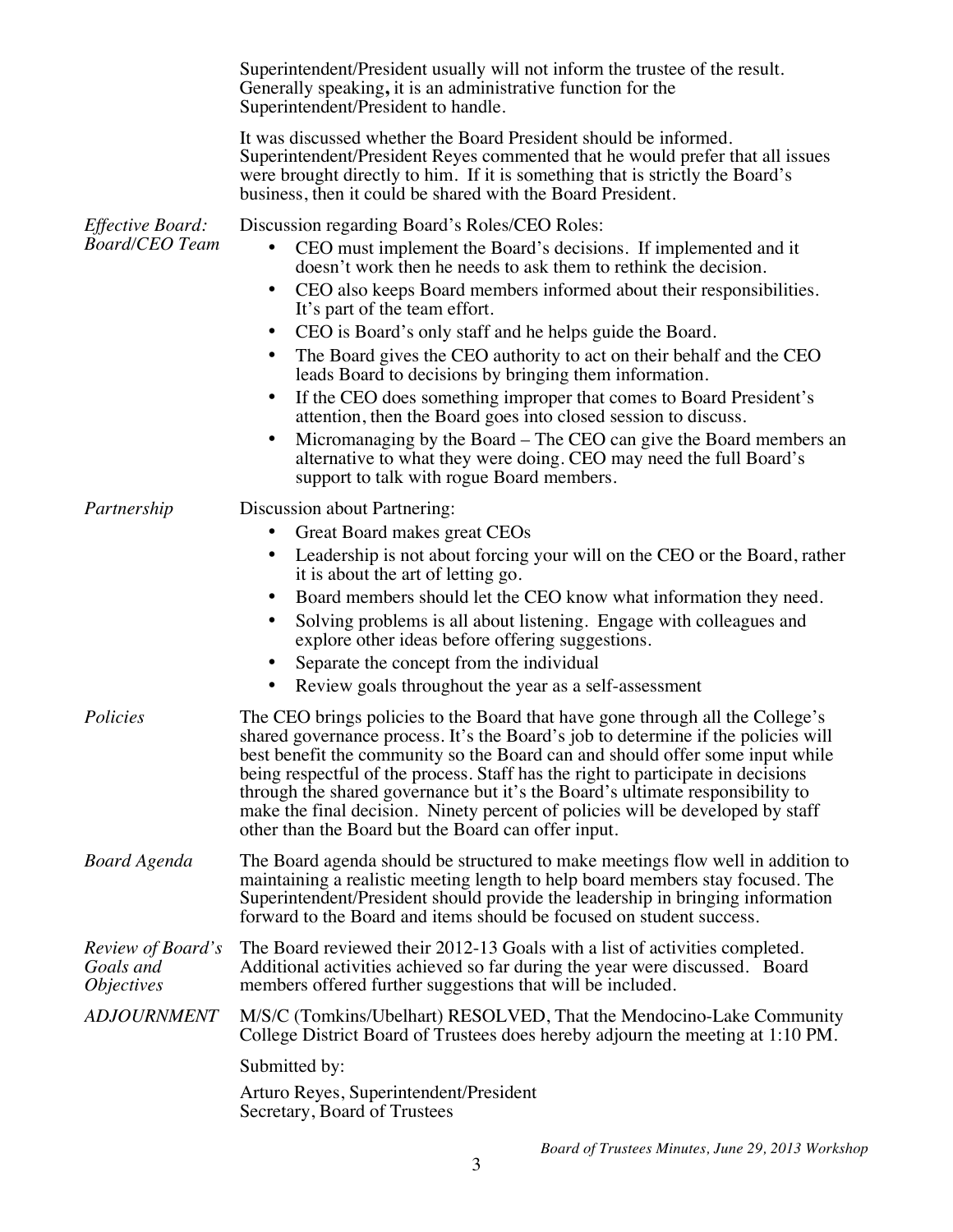Superintendent/President usually will not inform the trustee of the result. Generally speaking**,** it is an administrative function for the Superintendent/President to handle.

It was discussed whether the Board President should be informed. Superintendent/President Reyes commented that he would prefer that all issues were brought directly to him. If it is something that is strictly the Board's business, then it could be shared with the Board President.

*Effective Board: Board/CEO Team*

Discussion regarding Board's Roles/CEO Roles:

- CEO must implement the Board's decisions. If implemented and it doesn't work then he needs to ask them to rethink the decision.
- CEO also keeps Board members informed about their responsibilities. It's part of the team effort.
- CEO is Board's only staff and he helps guide the Board.
- The Board gives the CEO authority to act on their behalf and the CEO leads Board to decisions by bringing them information.
- If the CEO does something improper that comes to Board President's attention, then the Board goes into closed session to discuss.
- Micromanaging by the Board – The CEO can give the Board members an alternative to what they were doing. CEO may need the full Board's support to talk with rogue Board members.

*Partnership*

Discussion about Partnering:

- Great Board makes great CEOs
- Leadership is not about forcing your will on the CEO or the Board, rather it is about the art of letting go.
- Board members should let the CEO know what information they need.
- Solving problems is all about listening. Engage with colleagues and explore other ideas before offering suggestions.
- Separate the concept from the individual
- Review goals throughout the year as a self-assessment

*Policies*

The CEO brings policies to the Board that have gone through all the College's shared governance process. It's the Board's job to determine if the policies will best benefit the community so the Board can and should offer some input while being respectful of the process. Staff has the right to participate in decisions through the shared governance but it's the Board's ultimate responsibility to make the final decision. Ninety percent of policies will be developed by staff other than the Board but the Board can offer input.

*Board Agenda*

The Board agenda should be structured to make meetings flow well in addition to maintaining a realistic meeting length to help board members stay focused. The Superintendent/President should provide the leadership in bringing information forward to the Board and items should be focused on student success.

*Review of Board's Goals and Objectives*

The Board reviewed their 2012-13 Goals with a list of activities completed. Additional activities achieved so far during the year were discussed. Board members offered further suggestions that will be included.

*ADJOURNMENT*

M/S/C (Tomkins/Ubelhart) RESOLVED, That the Mendocino-Lake Community College District Board of Trustees does hereby adjourn the meeting at 1:10 PM.

Submitted by:

Arturo Reyes, Superintendent/President
Secretary, Board of Trustees